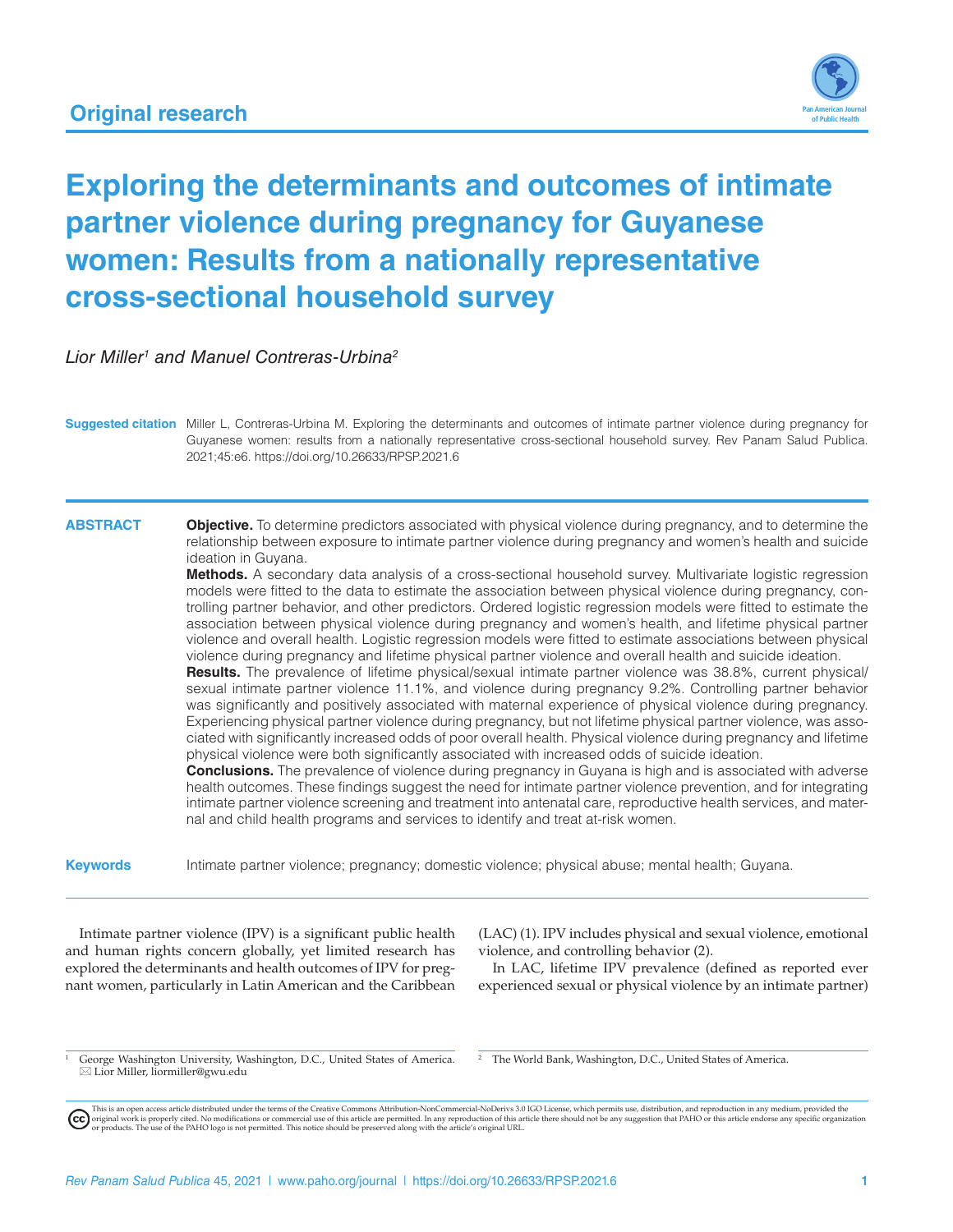Original research

# Exploring the determinants and outcomes of intimate partner violence during pregnancy for Guyanese women: Results from a nationally representative cross-sectional household survey

*Lior Miller[1] and Manuel Contreras-Urbina[2]*

**Suggested citation** Miller L, Contreras-Urbina M. Exploring the determinants and outcomes of intimate partner violence during pregnancy for Guyanese women: results from a nationally representative cross-sectional household survey. Rev Panam Salud Publica. 2021;45:e6. https://doi.org/10.26633/RPSP.2021.6

## ABSTRACT

**Objective.** To determine predictors associated with physical violence during pregnancy, and to determine the relationship between exposure to intimate partner violence during pregnancy and women's health and suicide ideation in Guyana.

**Methods.** A secondary data analysis of a cross-sectional household survey. Multivariate logistic regression models were fitted to the data to estimate the association between physical violence during pregnancy, controlling partner behavior, and other predictors. Ordered logistic regression models were fitted to estimate the association between physical violence during pregnancy and women's health, and lifetime physical partner violence and overall health. Logistic regression models were fitted to estimate associations between physical violence during pregnancy and lifetime physical partner violence and overall health and suicide ideation.

**Results.** The prevalence of lifetime physical/sexual intimate partner violence was 38.8%, current physical/sexual intimate partner violence 11.1%, and violence during pregnancy 9.2%. Controlling partner behavior was significantly and positively associated with maternal experience of physical violence during pregnancy. Experiencing physical partner violence during pregnancy, but not lifetime physical partner violence, was associated with significantly increased odds of poor overall health. Physical violence during pregnancy and lifetime physical violence were both significantly associated with increased odds of suicide ideation.

**Conclusions.** The prevalence of violence during pregnancy in Guyana is high and is associated with adverse health outcomes. These findings suggest the need for intimate partner violence prevention, and for integrating intimate partner violence screening and treatment into antenatal care, reproductive health services, and maternal and child health programs and services to identify and treat at-risk women.

**Keywords** Intimate partner violence; pregnancy; domestic violence; physical abuse; mental health; Guyana.

---

Intimate partner violence (IPV) is a significant public health and human rights concern globally, yet limited research has explored the determinants and health outcomes of IPV for pregnant women, particularly in Latin American and the Caribbean (LAC) (1). IPV includes physical and sexual violence, emotional violence, and controlling behavior (2).

In LAC, lifetime IPV prevalence (defined as reported ever experienced sexual or physical violence by an intimate partner)

---

[1] George Washington University, Washington, D.C., United States of America. ✉ Lior Miller, liormiller@gwu.edu

[2] The World Bank, Washington, D.C., United States of America.

This is an open access article distributed under the terms of the Creative Commons Attribution-NonCommercial-NoDerivs 3.0 IGO License, which permits use, distribution, and reproduction in any medium, provided the original work is properly cited. No modifications or commercial use of this article are permitted. In any reproduction of this article there should not be any suggestion that PAHO or this article endorse any specific organization or products. The use of the PAHO logo is not permitted. This notice should be preserved along with the article's original URL.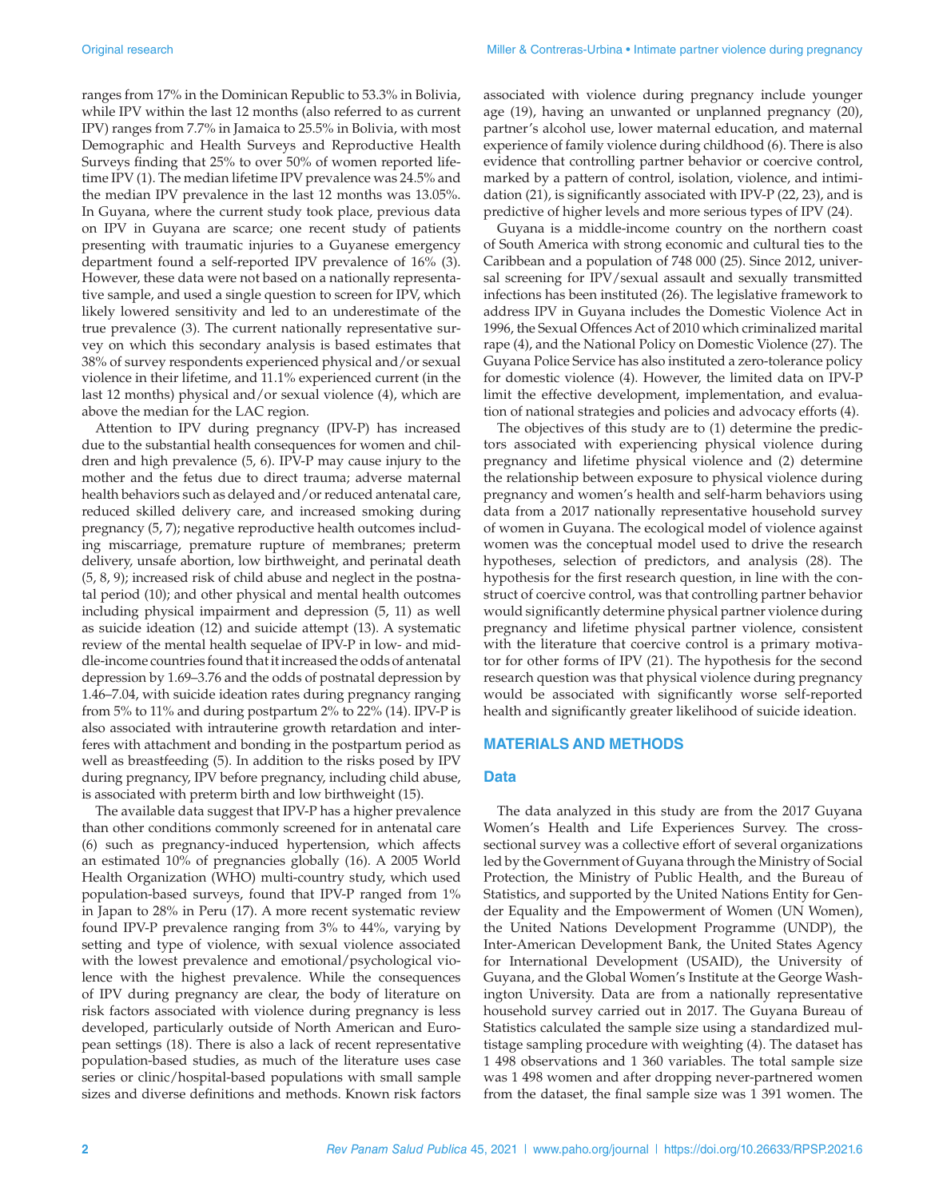ranges from 17% in the Dominican Republic to 53.3% in Bolivia, while IPV within the last 12 months (also referred to as current IPV) ranges from 7.7% in Jamaica to 25.5% in Bolivia, with most Demographic and Health Surveys and Reproductive Health Surveys finding that 25% to over 50% of women reported lifetime IPV (1). The median lifetime IPV prevalence was 24.5% and the median IPV prevalence in the last 12 months was 13.05%. In Guyana, where the current study took place, previous data on IPV in Guyana are scarce; one recent study of patients presenting with traumatic injuries to a Guyanese emergency department found a self-reported IPV prevalence of 16% (3). However, these data were not based on a nationally representative sample, and used a single question to screen for IPV, which likely lowered sensitivity and led to an underestimate of the true prevalence (3). The current nationally representative survey on which this secondary analysis is based estimates that 38% of survey respondents experienced physical and/or sexual violence in their lifetime, and 11.1% experienced current (in the last 12 months) physical and/or sexual violence (4), which are above the median for the LAC region.

Attention to IPV during pregnancy (IPV-P) has increased due to the substantial health consequences for women and children and high prevalence (5, 6). IPV-P may cause injury to the mother and the fetus due to direct trauma; adverse maternal health behaviors such as delayed and/or reduced antenatal care, reduced skilled delivery care, and increased smoking during pregnancy (5, 7); negative reproductive health outcomes including miscarriage, premature rupture of membranes; preterm delivery, unsafe abortion, low birthweight, and perinatal death (5, 8, 9); increased risk of child abuse and neglect in the postnatal period (10); and other physical and mental health outcomes including physical impairment and depression (5, 11) as well as suicide ideation (12) and suicide attempt (13). A systematic review of the mental health sequelae of IPV-P in low- and middle-income countries found that it increased the odds of antenatal depression by 1.69–3.76 and the odds of postnatal depression by 1.46–7.04, with suicide ideation rates during pregnancy ranging from 5% to 11% and during postpartum 2% to 22% (14). IPV-P is also associated with intrauterine growth retardation and interferes with attachment and bonding in the postpartum period as well as breastfeeding (5). In addition to the risks posed by IPV during pregnancy, IPV before pregnancy, including child abuse, is associated with preterm birth and low birthweight (15).

The available data suggest that IPV-P has a higher prevalence than other conditions commonly screened for in antenatal care (6) such as pregnancy-induced hypertension, which affects an estimated 10% of pregnancies globally (16). A 2005 World Health Organization (WHO) multi-country study, which used population-based surveys, found that IPV-P ranged from 1% in Japan to 28% in Peru (17). A more recent systematic review found IPV-P prevalence ranging from 3% to 44%, varying by setting and type of violence, with sexual violence associated with the lowest prevalence and emotional/psychological violence with the highest prevalence. While the consequences of IPV during pregnancy are clear, the body of literature on risk factors associated with violence during pregnancy is less developed, particularly outside of North American and European settings (18). There is also a lack of recent representative population-based studies, as much of the literature uses case series or clinic/hospital-based populations with small sample sizes and diverse definitions and methods. Known risk factors associated with violence during pregnancy include younger age (19), having an unwanted or unplanned pregnancy (20), partner's alcohol use, lower maternal education, and maternal experience of family violence during childhood (6). There is also evidence that controlling partner behavior or coercive control, marked by a pattern of control, isolation, violence, and intimidation (21), is significantly associated with IPV-P (22, 23), and is predictive of higher levels and more serious types of IPV (24).

Guyana is a middle-income country on the northern coast of South America with strong economic and cultural ties to the Caribbean and a population of 748 000 (25). Since 2012, universal screening for IPV/sexual assault and sexually transmitted infections has been instituted (26). The legislative framework to address IPV in Guyana includes the Domestic Violence Act in 1996, the Sexual Offences Act of 2010 which criminalized marital rape (4), and the National Policy on Domestic Violence (27). The Guyana Police Service has also instituted a zero-tolerance policy for domestic violence (4). However, the limited data on IPV-P limit the effective development, implementation, and evaluation of national strategies and policies and advocacy efforts (4).

The objectives of this study are to (1) determine the predictors associated with experiencing physical violence during pregnancy and lifetime physical violence and (2) determine the relationship between exposure to physical violence during pregnancy and women's health and self-harm behaviors using data from a 2017 nationally representative household survey of women in Guyana. The ecological model of violence against women was the conceptual model used to drive the research hypotheses, selection of predictors, and analysis (28). The hypothesis for the first research question, in line with the construct of coercive control, was that controlling partner behavior would significantly determine physical partner violence during pregnancy and lifetime physical partner violence, consistent with the literature that coercive control is a primary motivator for other forms of IPV (21). The hypothesis for the second research question was that physical violence during pregnancy would be associated with significantly worse self-reported health and significantly greater likelihood of suicide ideation.

## MATERIALS AND METHODS

### Data

The data analyzed in this study are from the 2017 Guyana Women's Health and Life Experiences Survey. The cross-sectional survey was a collective effort of several organizations led by the Government of Guyana through the Ministry of Social Protection, the Ministry of Public Health, and the Bureau of Statistics, and supported by the United Nations Entity for Gender Equality and the Empowerment of Women (UN Women), the United Nations Development Programme (UNDP), the Inter-American Development Bank, the United States Agency for International Development (USAID), the University of Guyana, and the Global Women's Institute at the George Washington University. Data are from a nationally representative household survey carried out in 2017. The Guyana Bureau of Statistics calculated the sample size using a standardized multistage sampling procedure with weighting (4). The dataset has 1 498 observations and 1 360 variables. The total sample size was 1 498 women and after dropping never-partnered women from the dataset, the final sample size was 1 391 women. The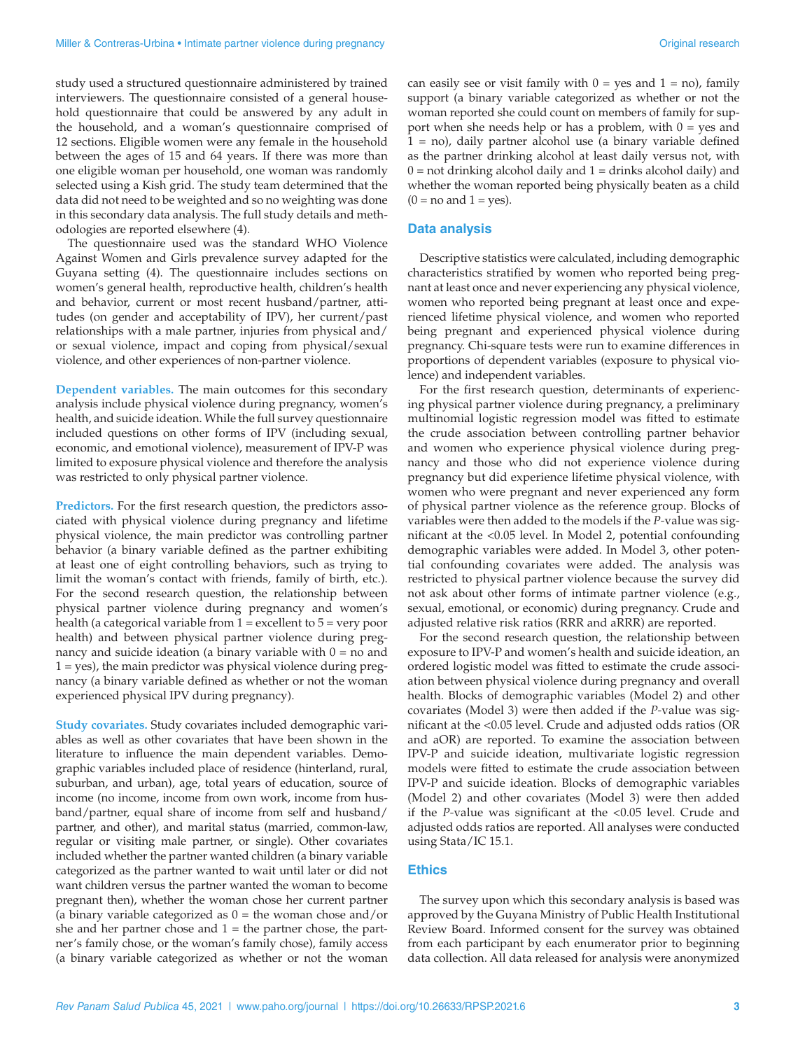study used a structured questionnaire administered by trained interviewers. The questionnaire consisted of a general household questionnaire that could be answered by any adult in the household, and a woman's questionnaire comprised of 12 sections. Eligible women were any female in the household between the ages of 15 and 64 years. If there was more than one eligible woman per household, one woman was randomly selected using a Kish grid. The study team determined that the data did not need to be weighted and so no weighting was done in this secondary data analysis. The full study details and methodologies are reported elsewhere (4).

The questionnaire used was the standard WHO Violence Against Women and Girls prevalence survey adapted for the Guyana setting (4). The questionnaire includes sections on women's general health, reproductive health, children's health and behavior, current or most recent husband/partner, attitudes (on gender and acceptability of IPV), her current/past relationships with a male partner, injuries from physical and/or sexual violence, impact and coping from physical/sexual violence, and other experiences of non-partner violence.

**Dependent variables.** The main outcomes for this secondary analysis include physical violence during pregnancy, women's health, and suicide ideation. While the full survey questionnaire included questions on other forms of IPV (including sexual, economic, and emotional violence), measurement of IPV-P was limited to exposure physical violence and therefore the analysis was restricted to only physical partner violence.

**Predictors.** For the first research question, the predictors associated with physical violence during pregnancy and lifetime physical violence, the main predictor was controlling partner behavior (a binary variable defined as the partner exhibiting at least one of eight controlling behaviors, such as trying to limit the woman's contact with friends, family of birth, etc.). For the second research question, the relationship between physical partner violence during pregnancy and women's health (a categorical variable from 1 = excellent to 5 = very poor health) and between physical partner violence during pregnancy and suicide ideation (a binary variable with 0 = no and 1 = yes), the main predictor was physical violence during pregnancy (a binary variable defined as whether or not the woman experienced physical IPV during pregnancy).

**Study covariates.** Study covariates included demographic variables as well as other covariates that have been shown in the literature to influence the main dependent variables. Demographic variables included place of residence (hinterland, rural, suburban, and urban), age, total years of education, source of income (no income, income from own work, income from husband/partner, equal share of income from self and husband/partner, and other), and marital status (married, common-law, regular or visiting male partner, or single). Other covariates included whether the partner wanted children (a binary variable categorized as the partner wanted to wait until later or did not want children versus the partner wanted the woman to become pregnant then), whether the woman chose her current partner (a binary variable categorized as 0 = the woman chose and/or she and her partner chose and 1 = the partner chose, the partner's family chose, or the woman's family chose), family access (a binary variable categorized as whether or not the woman can easily see or visit family with 0 = yes and 1 = no), family support (a binary variable categorized as whether or not the woman reported she could count on members of family for support when she needs help or has a problem, with 0 = yes and 1 = no), daily partner alcohol use (a binary variable defined as the partner drinking alcohol at least daily versus not, with 0 = not drinking alcohol daily and 1 = drinks alcohol daily) and whether the woman reported being physically beaten as a child (0 = no and 1 = yes).

## Data analysis

Descriptive statistics were calculated, including demographic characteristics stratified by women who reported being pregnant at least once and never experiencing any physical violence, women who reported being pregnant at least once and experienced lifetime physical violence, and women who reported being pregnant and experienced physical violence during pregnancy. Chi-square tests were run to examine differences in proportions of dependent variables (exposure to physical violence) and independent variables.

For the first research question, determinants of experiencing physical partner violence during pregnancy, a preliminary multinomial logistic regression model was fitted to estimate the crude association between controlling partner behavior and women who experience physical violence during pregnancy and those who did not experience violence during pregnancy but did experience lifetime physical violence, with women who were pregnant and never experienced any form of physical partner violence as the reference group. Blocks of variables were then added to the models if the *P*-value was significant at the <0.05 level. In Model 2, potential confounding demographic variables were added. In Model 3, other potential confounding covariates were added. The analysis was restricted to physical partner violence because the survey did not ask about other forms of intimate partner violence (e.g., sexual, emotional, or economic) during pregnancy. Crude and adjusted relative risk ratios (RRR and aRRR) are reported.

For the second research question, the relationship between exposure to IPV-P and women's health and suicide ideation, an ordered logistic model was fitted to estimate the crude association between physical violence during pregnancy and overall health. Blocks of demographic variables (Model 2) and other covariates (Model 3) were then added if the *P*-value was significant at the <0.05 level. Crude and adjusted odds ratios (OR and aOR) are reported. To examine the association between IPV-P and suicide ideation, multivariate logistic regression models were fitted to estimate the crude association between IPV-P and suicide ideation. Blocks of demographic variables (Model 2) and other covariates (Model 3) were then added if the *P*-value was significant at the <0.05 level. Crude and adjusted odds ratios are reported. All analyses were conducted using Stata/IC 15.1.

## Ethics

The survey upon which this secondary analysis is based was approved by the Guyana Ministry of Public Health Institutional Review Board. Informed consent for the survey was obtained from each participant by each enumerator prior to beginning data collection. All data released for analysis were anonymized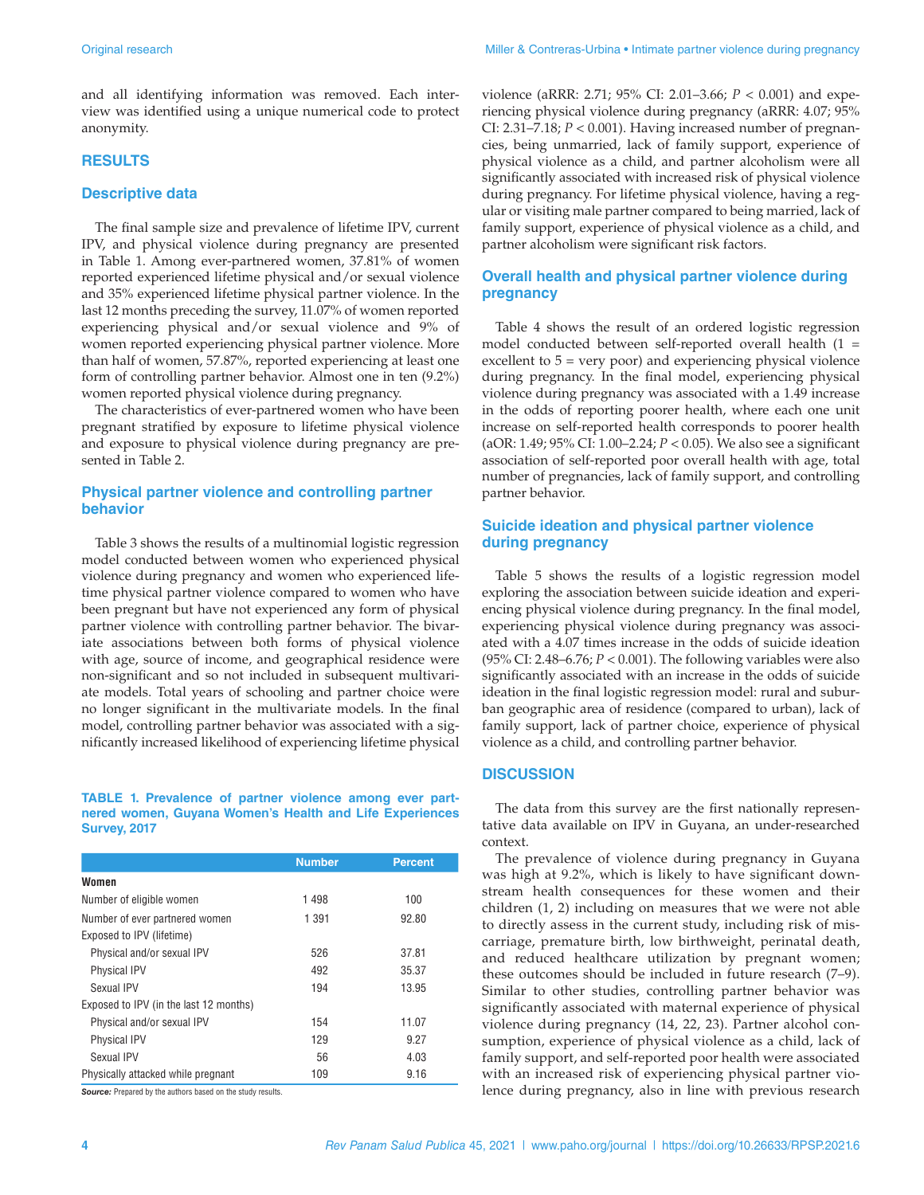and all identifying information was removed. Each interview was identified using a unique numerical code to protect anonymity.

## RESULTS

### Descriptive data

The final sample size and prevalence of lifetime IPV, current IPV, and physical violence during pregnancy are presented in Table 1. Among ever-partnered women, 37.81% of women reported experienced lifetime physical and/or sexual violence and 35% experienced lifetime physical partner violence. In the last 12 months preceding the survey, 11.07% of women reported experiencing physical and/or sexual violence and 9% of women reported experiencing physical partner violence. More than half of women, 57.87%, reported experiencing at least one form of controlling partner behavior. Almost one in ten (9.2%) women reported physical violence during pregnancy.

The characteristics of ever-partnered women who have been pregnant stratified by exposure to lifetime physical violence and exposure to physical violence during pregnancy are presented in Table 2.

### Physical partner violence and controlling partner behavior

Table 3 shows the results of a multinomial logistic regression model conducted between women who experienced physical violence during pregnancy and women who experienced lifetime physical partner violence compared to women who have been pregnant but have not experienced any form of physical partner violence with controlling partner behavior. The bivariate associations between both forms of physical violence with age, source of income, and geographical residence were non-significant and so not included in subsequent multivariate models. Total years of schooling and partner choice were no longer significant in the multivariate models. In the final model, controlling partner behavior was associated with a significantly increased likelihood of experiencing lifetime physical violence (aRRR: 2.71; 95% CI: 2.01–3.66; $P < 0.001$) and experiencing physical violence during pregnancy (aRRR: 4.07; 95% CI: 2.31–7.18; $P < 0.001$). Having increased number of pregnancies, being unmarried, lack of family support, experience of physical violence as a child, and partner alcoholism were all significantly associated with increased risk of physical violence during pregnancy. For lifetime physical violence, having a regular or visiting male partner compared to being married, lack of family support, experience of physical violence as a child, and partner alcoholism were significant risk factors.

**TABLE 1. Prevalence of partner violence among ever partnered women, Guyana Women's Health and Life Experiences Survey, 2017**

| | Number | Percent |
|---|---|---|
| **Women** | | |
| Number of eligible women | 1 498 | 100 |
| Number of ever partnered women | 1 391 | 92.80 |
| Exposed to IPV (lifetime) | | |
| Physical and/or sexual IPV | 526 | 37.81 |
| Physical IPV | 492 | 35.37 |
| Sexual IPV | 194 | 13.95 |
| Exposed to IPV (in the last 12 months) | | |
| Physical and/or sexual IPV | 154 | 11.07 |
| Physical IPV | 129 | 9.27 |
| Sexual IPV | 56 | 4.03 |
| Physically attacked while pregnant | 109 | 9.16 |

***Source:*** Prepared by the authors based on the study results.

### Overall health and physical partner violence during pregnancy

Table 4 shows the result of an ordered logistic regression model conducted between self-reported overall health (1 = excellent to 5 = very poor) and experiencing physical violence during pregnancy. In the final model, experiencing physical violence during pregnancy was associated with a 1.49 increase in the odds of reporting poorer health, where each one unit increase on self-reported health corresponds to poorer health (aOR: 1.49; 95% CI: 1.00–2.24; $P < 0.05$). We also see a significant association of self-reported poor overall health with age, total number of pregnancies, lack of family support, and controlling partner behavior.

### Suicide ideation and physical partner violence during pregnancy

Table 5 shows the results of a logistic regression model exploring the association between suicide ideation and experiencing physical violence during pregnancy. In the final model, experiencing physical violence during pregnancy was associated with a 4.07 times increase in the odds of suicide ideation (95% CI: 2.48–6.76; $P < 0.001$). The following variables were also significantly associated with an increase in the odds of suicide ideation in the final logistic regression model: rural and suburban geographic area of residence (compared to urban), lack of family support, lack of partner choice, experience of physical violence as a child, and controlling partner behavior.

## DISCUSSION

The data from this survey are the first nationally representative data available on IPV in Guyana, an under-researched context.

The prevalence of violence during pregnancy in Guyana was high at 9.2%, which is likely to have significant downstream health consequences for these women and their children (1, 2) including on measures that we were not able to directly assess in the current study, including risk of miscarriage, premature birth, low birthweight, perinatal death, and reduced healthcare utilization by pregnant women; these outcomes should be included in future research (7–9). Similar to other studies, controlling partner behavior was significantly associated with maternal experience of physical violence during pregnancy (14, 22, 23). Partner alcohol consumption, experience of physical violence as a child, lack of family support, and self-reported poor health were associated with an increased risk of experiencing physical partner violence during pregnancy, also in line with previous research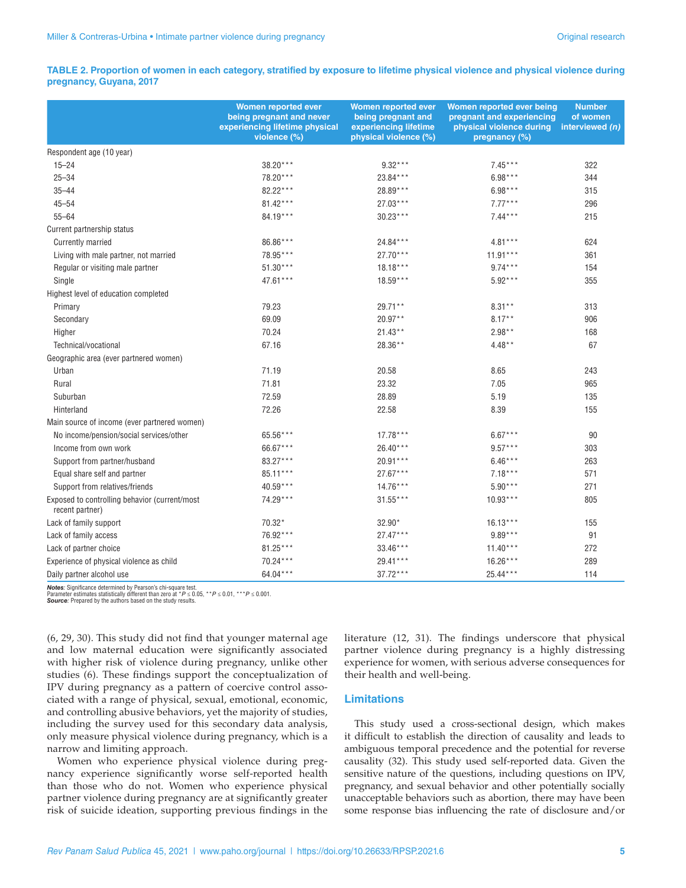**TABLE 2. Proportion of women in each category, stratified by exposure to lifetime physical violence and physical violence during pregnancy, Guyana, 2017**

| | Women reported ever being pregnant and never experiencing lifetime physical violence (%) | Women reported ever being pregnant and experiencing lifetime physical violence (%) | Women reported ever being pregnant and experiencing physical violence during pregnancy (%) | Number of women interviewed *(n)* |
|---|---|---|---|---|
| Respondent age (10 year) | | | | |
| 15–24 | 38.20*** | 9.32*** | 7.45*** | 322 |
| 25–34 | 78.20*** | 23.84*** | 6.98*** | 344 |
| 35–44 | 82.22*** | 28.89*** | 6.98*** | 315 |
| 45–54 | 81.42*** | 27.03*** | 7.77*** | 296 |
| 55–64 | 84.19*** | 30.23*** | 7.44*** | 215 |
| Current partnership status | | | | |
| Currently married | 86.86*** | 24.84*** | 4.81*** | 624 |
| Living with male partner, not married | 78.95*** | 27.70*** | 11.91*** | 361 |
| Regular or visiting male partner | 51.30*** | 18.18*** | 9.74*** | 154 |
| Single | 47.61*** | 18.59*** | 5.92*** | 355 |
| Highest level of education completed | | | | |
| Primary | 79.23 | 29.71** | 8.31** | 313 |
| Secondary | 69.09 | 20.97** | 8.17** | 906 |
| Higher | 70.24 | 21.43** | 2.98** | 168 |
| Technical/vocational | 67.16 | 28.36** | 4.48** | 67 |
| Geographic area (ever partnered women) | | | | |
| Urban | 71.19 | 20.58 | 8.65 | 243 |
| Rural | 71.81 | 23.32 | 7.05 | 965 |
| Suburban | 72.59 | 28.89 | 5.19 | 135 |
| Hinterland | 72.26 | 22.58 | 8.39 | 155 |
| Main source of income (ever partnered women) | | | | |
| No income/pension/social services/other | 65.56*** | 17.78*** | 6.67*** | 90 |
| Income from own work | 66.67*** | 26.40*** | 9.57*** | 303 |
| Support from partner/husband | 83.27*** | 20.91*** | 6.46*** | 263 |
| Equal share self and partner | 85.11*** | 27.67*** | 7.18*** | 571 |
| Support from relatives/friends | 40.59*** | 14.76*** | 5.90*** | 271 |
| Exposed to controlling behavior (current/most recent partner) | 74.29*** | 31.55*** | 10.93*** | 805 |
| Lack of family support | 70.32* | 32.90* | 16.13*** | 155 |
| Lack of family access | 76.92*** | 27.47*** | 9.89*** | 91 |
| Lack of partner choice | 81.25*** | 33.46*** | 11.40*** | 272 |
| Experience of physical violence as child | 70.24*** | 29.41*** | 16.26*** | 289 |
| Daily partner alcohol use | 64.04*** | 37.72*** | 25.44*** | 114 |

***Notes:*** Significance determined by Pearson's chi-square test.
Parameter estimates statistically different than zero at *$P \leq 0.05$, **$P \leq 0.01$, ***$P \leq 0.001$.
***Source:*** Prepared by the authors based on the study results.

(6, 29, 30). This study did not find that younger maternal age and low maternal education were significantly associated with higher risk of violence during pregnancy, unlike other studies (6). These findings support the conceptualization of IPV during pregnancy as a pattern of coercive control associated with a range of physical, sexual, emotional, economic, and controlling abusive behaviors, yet the majority of studies, including the survey used for this secondary data analysis, only measure physical violence during pregnancy, which is a narrow and limiting approach.

Women who experience physical violence during pregnancy experience significantly worse self-reported health than those who do not. Women who experience physical partner violence during pregnancy are at significantly greater risk of suicide ideation, supporting previous findings in the literature (12, 31). The findings underscore that physical partner violence during pregnancy is a highly distressing experience for women, with serious adverse consequences for their health and well-being.

## Limitations

This study used a cross-sectional design, which makes it difficult to establish the direction of causality and leads to ambiguous temporal precedence and the potential for reverse causality (32). This study used self-reported data. Given the sensitive nature of the questions, including questions on IPV, pregnancy, and sexual behavior and other potentially socially unacceptable behaviors such as abortion, there may have been some response bias influencing the rate of disclosure and/or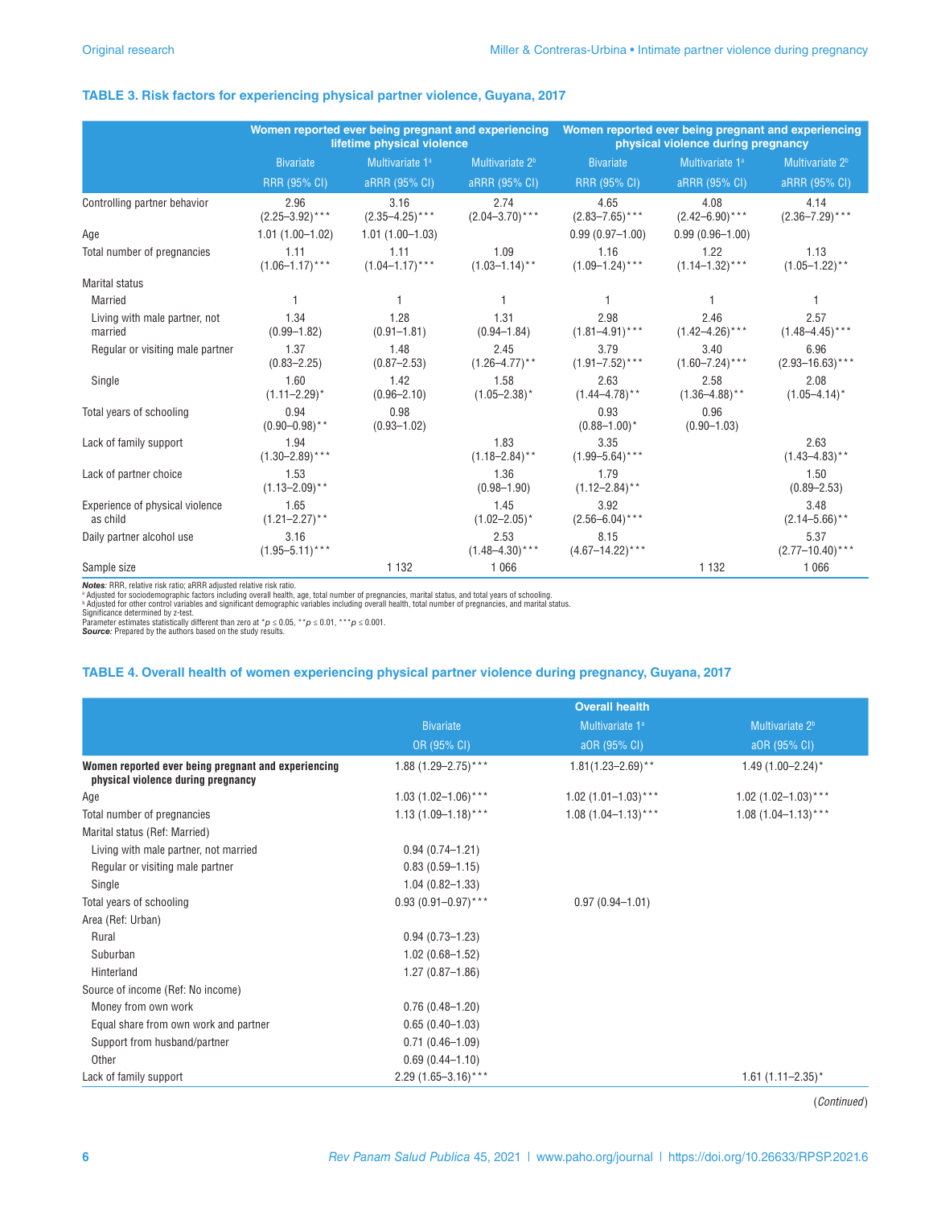**TABLE 3. Risk factors for experiencing physical partner violence, Guyana, 2017**

| | Women reported ever being pregnant and experiencing lifetime physical violence | | | Women reported ever being pregnant and experiencing physical violence during pregnancy | | |
|---|---|---|---|---|---|---|
| | Bivariate | Multivariate 1[a] | Multivariate 2[b] | Bivariate | Multivariate 1[a] | Multivariate 2[b] |
| | RRR (95% CI) | aRRR (95% CI) | aRRR (95% CI) | RRR (95% CI) | aRRR (95% CI) | aRRR (95% CI) |
| Controlling partner behavior | 2.96 (2.25–3.92)*** | 3.16 (2.35–4.25)*** | 2.74 (2.04–3.70)*** | 4.65 (2.83–7.65)*** | 4.08 (2.42–6.90)*** | 4.14 (2.36–7.29)*** |
| Age | 1.01 (1.00–1.02) | 1.01 (1.00–1.03) | | 0.99 (0.97–1.00) | 0.99 (0.96–1.00) | |
| Total number of pregnancies | 1.11 (1.06–1.17)*** | 1.11 (1.04–1.17)*** | 1.09 (1.03–1.14)** | 1.16 (1.09–1.24)*** | 1.22 (1.14–1.32)*** | 1.13 (1.05–1.22)** |
| Marital status | | | | | | |
| Married | 1 | 1 | 1 | 1 | 1 | 1 |
| Living with male partner, not married | 1.34 (0.99–1.82) | 1.28 (0.91–1.81) | 1.31 (0.94–1.84) | 2.98 (1.81–4.91)*** | 2.46 (1.42–4.26)*** | 2.57 (1.48–4.45)*** |
| Regular or visiting male partner | 1.37 (0.83–2.25) | 1.48 (0.87–2.53) | 2.45 (1.26–4.77)** | 3.79 (1.91–7.52)*** | 3.40 (1.60–7.24)*** | 6.96 (2.93–16.63)*** |
| Single | 1.60 (1.11–2.29)* | 1.42 (0.96–2.10) | 1.58 (1.05–2.38)* | 2.63 (1.44–4.78)** | 2.58 (1.36–4.88)** | 2.08 (1.05–4.14)* |
| Total years of schooling | 0.94 (0.90–0.98)** | 0.98 (0.93–1.02) | | 0.93 (0.88–1.00)* | 0.96 (0.90–1.03) | |
| Lack of family support | 1.94 (1.30–2.89)*** | | 1.83 (1.18–2.84)** | 3.35 (1.99–5.64)*** | | 2.63 (1.43–4.83)** |
| Lack of partner choice | 1.53 (1.13–2.09)** | | 1.36 (0.98–1.90) | 1.79 (1.12–2.84)** | | 1.50 (0.89–2.53) |
| Experience of physical violence as child | 1.65 (1.21–2.27)** | | 1.45 (1.02–2.05)* | 3.92 (2.56–6.04)*** | | 3.48 (2.14–5.66)** |
| Daily partner alcohol use | 3.16 (1.95–5.11)*** | | 2.53 (1.48–4.30)*** | 8.15 (4.67–14.22)*** | | 5.37 (2.77–10.40)*** |
| Sample size | | 1 132 | 1 066 | | 1 132 | 1 066 |

***Notes***: RRR, relative risk ratio; aRRR adjusted relative risk ratio.
[a] Adjusted for sociodemographic factors including overall health, age, total number of pregnancies, marital status, and total years of schooling.
[b] Adjusted for other control variables and significant demographic variables including overall health, total number of pregnancies, and marital status.
Significance determined by z-test.
Parameter estimates statistically different than zero at $^{*}p \leq 0.05$, $^{**}p \leq 0.01$, $^{***}p \leq 0.001$.
***Source***: Prepared by the authors based on the study results.

**TABLE 4. Overall health of women experiencing physical partner violence during pregnancy, Guyana, 2017**

| | Overall health | | |
|---|---|---|---|
| | Bivariate | Multivariate 1[a] | Multivariate 2[b] |
| | OR (95% CI) | aOR (95% CI) | aOR (95% CI) |
| **Women reported ever being pregnant and experiencing physical violence during pregnancy** | 1.88 (1.29–2.75)*** | 1.81(1.23–2.69)** | 1.49 (1.00–2.24)* |
| Age | 1.03 (1.02–1.06)*** | 1.02 (1.01–1.03)*** | 1.02 (1.02–1.03)*** |
| Total number of pregnancies | 1.13 (1.09–1.18)*** | 1.08 (1.04–1.13)*** | 1.08 (1.04–1.13)*** |
| Marital status (Ref: Married) | | | |
| Living with male partner, not married | 0.94 (0.74–1.21) | | |
| Regular or visiting male partner | 0.83 (0.59–1.15) | | |
| Single | 1.04 (0.82–1.33) | | |
| Total years of schooling | 0.93 (0.91–0.97)*** | 0.97 (0.94–1.01) | |
| Area (Ref: Urban) | | | |
| Rural | 0.94 (0.73–1.23) | | |
| Suburban | 1.02 (0.68–1.52) | | |
| Hinterland | 1.27 (0.87–1.86) | | |
| Source of income (Ref: No income) | | | |
| Money from own work | 0.76 (0.48–1.20) | | |
| Equal share from own work and partner | 0.65 (0.40–1.03) | | |
| Support from husband/partner | 0.71 (0.46–1.09) | | |
| Other | 0.69 (0.44–1.10) | | |
| Lack of family support | 2.29 (1.65–3.16)*** | | 1.61 (1.11–2.35)* |

(*Continued*)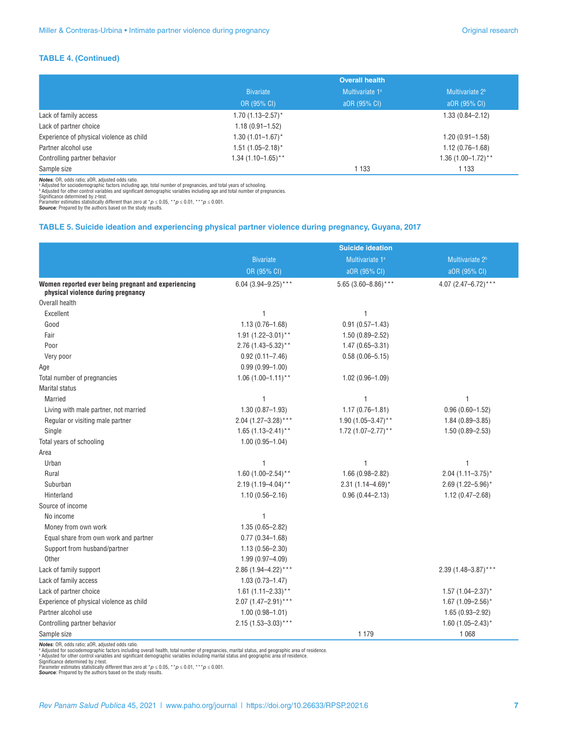**TABLE 4. (Continued)**

| | Overall health | | |
|---|---|---|---|
| | Bivariate | Multivariate 1[a] | Multivariate 2[b] |
| | OR (95% CI) | aOR (95% CI) | aOR (95% CI) |
| Lack of family access | 1.70 (1.13–2.57)* | | 1.33 (0.84–2.12) |
| Lack of partner choice | 1.18 (0.91–1.52) | | |
| Experience of physical violence as child | 1.30 (1.01–1.67)* | | 1.20 (0.91–1.58) |
| Partner alcohol use | 1.51 (1.05–2.18)* | | 1.12 (0.76–1.68) |
| Controlling partner behavior | 1.34 (1.10–1.65)** | | 1.36 (1.00–1.72)** |
| Sample size | | 1 133 | 1 133 |

***Notes:*** OR, odds ratio; aOR, adjusted odds ratio.
[a] Adjusted for sociodemographic factors including age, total number of pregnancies, and total years of schooling.
[b] Adjusted for other control variables and significant demographic variables including age and total number of pregnancies.
Significance determined by z-test.
Parameter estimates statistically different than zero at *$p \leq 0.05$, **$p \leq 0.01$, ***$p \leq 0.001$.
***Source:*** Prepared by the authors based on the study results.

**TABLE 5. Suicide ideation and experiencing physical partner violence during pregnancy, Guyana, 2017**

| | Suicide ideation | | |
|---|---|---|---|
| | Bivariate | Multivariate 1[a] | Multivariate 2[b] |
| | OR (95% CI) | aOR (95% CI) | aOR (95% CI) |
| **Women reported ever being pregnant and experiencing physical violence during pregnancy** | 6.04 (3.94–9.25)*** | 5.65 (3.60–8.86)*** | 4.07 (2.47–6.72)*** |
| Overall health | | | |
| Excellent | 1 | 1 | |
| Good | 1.13 (0.76–1.68) | 0.91 (0.57–1.43) | |
| Fair | 1.91 (1.22–3.01)** | 1.50 (0.89–2.52) | |
| Poor | 2.76 (1.43–5.32)** | 1.47 (0.65–3.31) | |
| Very poor | 0.92 (0.11–7.46) | 0.58 (0.06–5.15) | |
| Age | 0.99 (0.99–1.00) | | |
| Total number of pregnancies | 1.06 (1.00–1.11)** | 1.02 (0.96–1.09) | |
| Marital status | | | |
| Married | 1 | 1 | 1 |
| Living with male partner, not married | 1.30 (0.87–1.93) | 1.17 (0.76–1.81) | 0.96 (0.60–1.52) |
| Regular or visiting male partner | 2.04 (1.27–3.28)*** | 1.90 (1.05–3.47)** | 1.84 (0.89–3.85) |
| Single | 1.65 (1.13–2.41)** | 1.72 (1.07–2.77)** | 1.50 (0.89–2.53) |
| Total years of schooling | 1.00 (0.95–1.04) | | |
| Area | | | |
| Urban | 1 | 1 | 1 |
| Rural | 1.60 (1.00–2.54)** | 1.66 (0.98–2.82) | 2.04 (1.11–3.75)* |
| Suburban | 2.19 (1.19–4.04)** | 2.31 (1.14–4.69)* | 2.69 (1.22–5.96)* |
| Hinterland | 1.10 (0.56–2.16) | 0.96 (0.44–2.13) | 1.12 (0.47–2.68) |
| Source of income | | | |
| No income | 1 | | |
| Money from own work | 1.35 (0.65–2.82) | | |
| Equal share from own work and partner | 0.77 (0.34–1.68) | | |
| Support from husband/partner | 1.13 (0.56–2.30) | | |
| Other | 1.99 (0.97–4.09) | | |
| Lack of family support | 2.86 (1.94–4.22)*** | | 2.39 (1.48–3.87)*** |
| Lack of family access | 1.03 (0.73–1.47) | | |
| Lack of partner choice | 1.61 (1.11–2.33)** | | 1.57 (1.04–2.37)* |
| Experience of physical violence as child | 2.07 (1.47–2.91)*** | | 1.67 (1.09–2.56)* |
| Partner alcohol use | 1.00 (0.98–1.01) | | 1.65 (0.93–2.92) |
| Controlling partner behavior | 2.15 (1.53–3.03)*** | | 1.60 (1.05–2.43)* |
| Sample size | | 1 179 | 1 068 |

***Notes:*** OR, odds ratio; aOR, adjusted odds ratio.
[a] Adjusted for sociodemographic factors including overall health, total number of pregnancies, marital status, and geographic area of residence.
[b] Adjusted for other control variables and significant demographic variables including marital status and geographic area of residence.
Significance determined by z-test.
Parameter estimates statistically different than zero at *$p \leq 0.05$, **$p \leq 0.01$, ***$p \leq 0.001$.
***Source:*** Prepared by the authors based on the study results.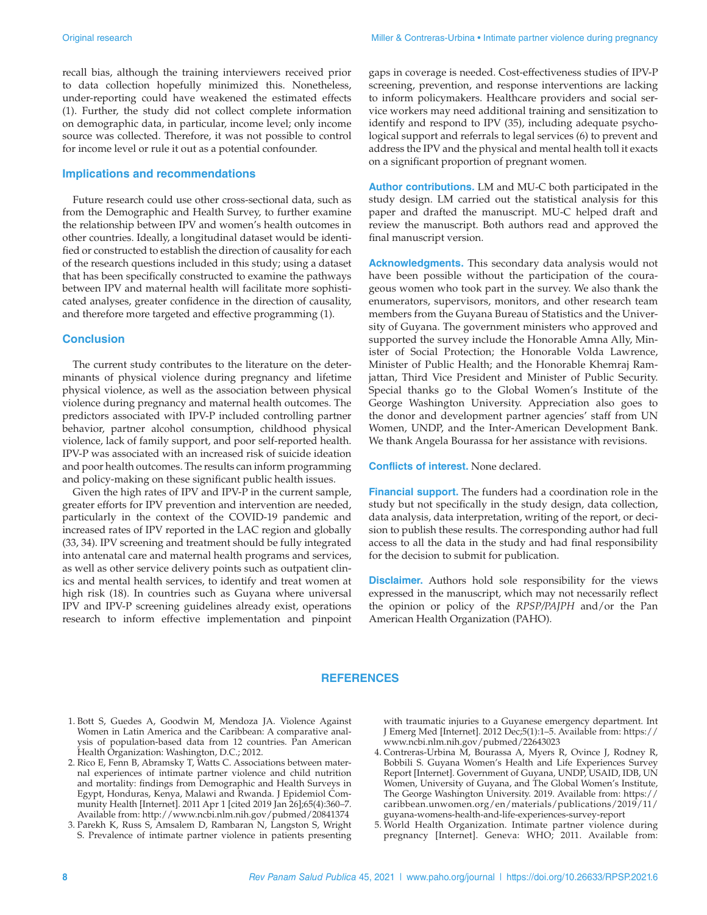recall bias, although the training interviewers received prior to data collection hopefully minimized this. Nonetheless, under-reporting could have weakened the estimated effects (1). Further, the study did not collect complete information on demographic data, in particular, income level; only income source was collected. Therefore, it was not possible to control for income level or rule it out as a potential confounder.

## Implications and recommendations

Future research could use other cross-sectional data, such as from the Demographic and Health Survey, to further examine the relationship between IPV and women's health outcomes in other countries. Ideally, a longitudinal dataset would be identified or constructed to establish the direction of causality for each of the research questions included in this study; using a dataset that has been specifically constructed to examine the pathways between IPV and maternal health will facilitate more sophisticated analyses, greater confidence in the direction of causality, and therefore more targeted and effective programming (1).

## Conclusion

The current study contributes to the literature on the determinants of physical violence during pregnancy and lifetime physical violence, as well as the association between physical violence during pregnancy and maternal health outcomes. The predictors associated with IPV-P included controlling partner behavior, partner alcohol consumption, childhood physical violence, lack of family support, and poor self-reported health. IPV-P was associated with an increased risk of suicide ideation and poor health outcomes. The results can inform programming and policy-making on these significant public health issues.

Given the high rates of IPV and IPV-P in the current sample, greater efforts for IPV prevention and intervention are needed, particularly in the context of the COVID-19 pandemic and increased rates of IPV reported in the LAC region and globally (33, 34). IPV screening and treatment should be fully integrated into antenatal care and maternal health programs and services, as well as other service delivery points such as outpatient clinics and mental health services, to identify and treat women at high risk (18). In countries such as Guyana where universal IPV and IPV-P screening guidelines already exist, operations research to inform effective implementation and pinpoint gaps in coverage is needed. Cost-effectiveness studies of IPV-P screening, prevention, and response interventions are lacking to inform policymakers. Healthcare providers and social service workers may need additional training and sensitization to identify and respond to IPV (35), including adequate psychological support and referrals to legal services (6) to prevent and address the IPV and the physical and mental health toll it exacts on a significant proportion of pregnant women.

**Author contributions.** LM and MU-C both participated in the study design. LM carried out the statistical analysis for this paper and drafted the manuscript. MU-C helped draft and review the manuscript. Both authors read and approved the final manuscript version.

**Acknowledgments.** This secondary data analysis would not have been possible without the participation of the courageous women who took part in the survey. We also thank the enumerators, supervisors, monitors, and other research team members from the Guyana Bureau of Statistics and the University of Guyana. The government ministers who approved and supported the survey include the Honorable Amna Ally, Minister of Social Protection; the Honorable Volda Lawrence, Minister of Public Health; and the Honorable Khemraj Ramjattan, Third Vice President and Minister of Public Security. Special thanks go to the Global Women's Institute of the George Washington University. Appreciation also goes to the donor and development partner agencies' staff from UN Women, UNDP, and the Inter-American Development Bank. We thank Angela Bourassa for her assistance with revisions.

**Conflicts of interest.** None declared.

**Financial support.** The funders had a coordination role in the study but not specifically in the study design, data collection, data analysis, data interpretation, writing of the report, or decision to publish these results. The corresponding author had full access to all the data in the study and had final responsibility for the decision to submit for publication.

**Disclaimer.** Authors hold sole responsibility for the views expressed in the manuscript, which may not necessarily reflect the opinion or policy of the *RPSP/PAJPH* and/or the Pan American Health Organization (PAHO).

## REFERENCES

1. Bott S, Guedes A, Goodwin M, Mendoza JA. Violence Against Women in Latin America and the Caribbean: A comparative analysis of population-based data from 12 countries. Pan American Health Organization: Washington, D.C.; 2012.
2. Rico E, Fenn B, Abramsky T, Watts C. Associations between maternal experiences of intimate partner violence and child nutrition and mortality: findings from Demographic and Health Surveys in Egypt, Honduras, Kenya, Malawi and Rwanda. J Epidemiol Community Health [Internet]. 2011 Apr 1 [cited 2019 Jan 26];65(4):360–7. Available from: http://www.ncbi.nlm.nih.gov/pubmed/20841374
3. Parekh K, Russ S, Amsalem D, Rambaran N, Langston S, Wright S. Prevalence of intimate partner violence in patients presenting with traumatic injuries to a Guyanese emergency department. Int J Emerg Med [Internet]. 2012 Dec;5(1):1–5. Available from: https://www.ncbi.nlm.nih.gov/pubmed/22643023
4. Contreras-Urbina M, Bourassa A, Myers R, Ovince J, Rodney R, Bobbili S. Guyana Women's Health and Life Experiences Survey Report [Internet]. Government of Guyana, UNDP, USAID, IDB, UN Women, University of Guyana, and The Global Women's Institute, The George Washington University. 2019. Available from: https://caribbean.unwomen.org/en/materials/publications/2019/11/guyana-womens-health-and-life-experiences-survey-report
5. World Health Organization. Intimate partner violence during pregnancy [Internet]. Geneva: WHO; 2011. Available from: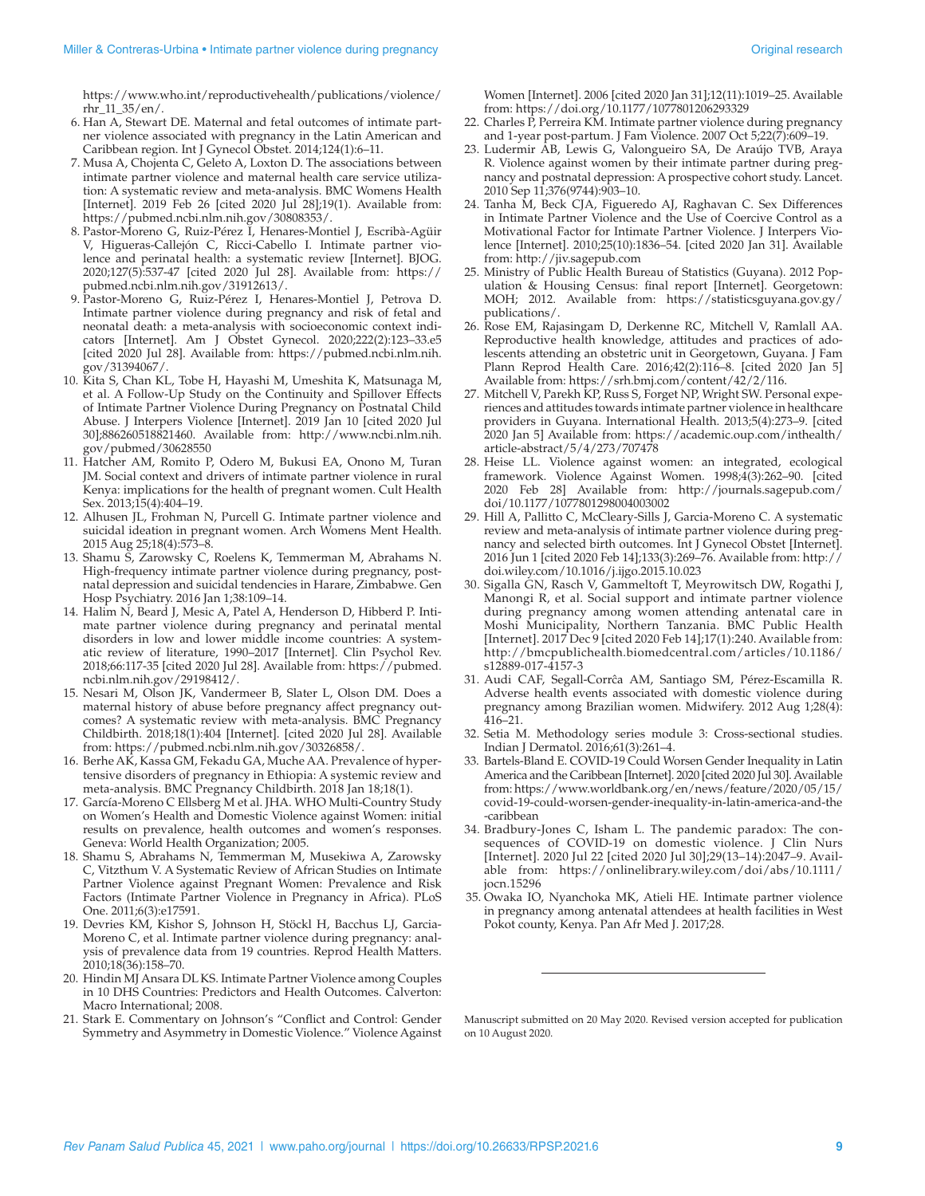https://www.who.int/reproductivehealth/publications/violence/rhr_11_35/en/.

6. Han A, Stewart DE. Maternal and fetal outcomes of intimate partner violence associated with pregnancy in the Latin American and Caribbean region. Int J Gynecol Obstet. 2014;124(1):6–11.
7. Musa A, Chojenta C, Geleto A, Loxton D. The associations between intimate partner violence and maternal health care service utilization: A systematic review and meta-analysis. BMC Womens Health [Internet]. 2019 Feb 26 [cited 2020 Jul 28];19(1). Available from: https://pubmed.ncbi.nlm.nih.gov/30808353/.
8. Pastor-Moreno G, Ruiz-Pérez I, Henares-Montiel J, Escribà-Agüir V, Higueras-Callejón C, Ricci-Cabello I. Intimate partner violence and perinatal health: a systematic review [Internet]. BJOG. 2020;127(5):537-47 [cited 2020 Jul 28]. Available from: https://pubmed.ncbi.nlm.nih.gov/31912613/.
9. Pastor-Moreno G, Ruiz-Pérez I, Henares-Montiel J, Petrova D. Intimate partner violence during pregnancy and risk of fetal and neonatal death: a meta-analysis with socioeconomic context indicators [Internet]. Am J Obstet Gynecol. 2020;222(2):123–33.e5 [cited 2020 Jul 28]. Available from: https://pubmed.ncbi.nlm.nih.gov/31394067/.
10. Kita S, Chan KL, Tobe H, Hayashi M, Umeshita K, Matsunaga M, et al. A Follow-Up Study on the Continuity and Spillover Effects of Intimate Partner Violence During Pregnancy on Postnatal Child Abuse. J Interpers Violence [Internet]. 2019 Jan 10 [cited 2020 Jul 30];886260518821460. Available from: http://www.ncbi.nlm.nih.gov/pubmed/30628550
11. Hatcher AM, Romito P, Odero M, Bukusi EA, Onono M, Turan JM. Social context and drivers of intimate partner violence in rural Kenya: implications for the health of pregnant women. Cult Health Sex. 2013;15(4):404–19.
12. Alhusen JL, Frohman N, Purcell G. Intimate partner violence and suicidal ideation in pregnant women. Arch Womens Ment Health. 2015 Aug 25;18(4):573–8.
13. Shamu S, Zarowsky C, Roelens K, Temmerman M, Abrahams N. High-frequency intimate partner violence during pregnancy, postnatal depression and suicidal tendencies in Harare, Zimbabwe. Gen Hosp Psychiatry. 2016 Jan 1;38:109–14.
14. Halim N, Beard J, Mesic A, Patel A, Henderson D, Hibberd P. Intimate partner violence during pregnancy and perinatal mental disorders in low and lower middle income countries: A systematic review of literature, 1990–2017 [Internet]. Clin Psychol Rev. 2018;66:117-35 [cited 2020 Jul 28]. Available from: https://pubmed.ncbi.nlm.nih.gov/29198412/.
15. Nesari M, Olson JK, Vandermeer B, Slater L, Olson DM. Does a maternal history of abuse before pregnancy affect pregnancy outcomes? A systematic review with meta-analysis. BMC Pregnancy Childbirth. 2018;18(1):404 [Internet]. [cited 2020 Jul 28]. Available from: https://pubmed.ncbi.nlm.nih.gov/30326858/.
16. Berhe AK, Kassa GM, Fekadu GA, Muche AA. Prevalence of hypertensive disorders of pregnancy in Ethiopia: A systemic review and meta-analysis. BMC Pregnancy Childbirth. 2018 Jan 18;18(1).
17. García-Moreno C Ellsberg M et al. JHA. WHO Multi-Country Study on Women's Health and Domestic Violence against Women: initial results on prevalence, health outcomes and women's responses. Geneva: World Health Organization; 2005.
18. Shamu S, Abrahams N, Temmerman M, Musekiwa A, Zarowsky C, Vitzthum V. A Systematic Review of African Studies on Intimate Partner Violence against Pregnant Women: Prevalence and Risk Factors (Intimate Partner Violence in Pregnancy in Africa). PLoS One. 2011;6(3):e17591.
19. Devries KM, Kishor S, Johnson H, Stöckl H, Bacchus LJ, Garcia-Moreno C, et al. Intimate partner violence during pregnancy: analysis of prevalence data from 19 countries. Reprod Health Matters. 2010;18(36):158–70.
20. Hindin MJ Ansara DL KS. Intimate Partner Violence among Couples in 10 DHS Countries: Predictors and Health Outcomes. Calverton: Macro International; 2008.
21. Stark E. Commentary on Johnson's "Conflict and Control: Gender Symmetry and Asymmetry in Domestic Violence." Violence Against Women [Internet]. 2006 [cited 2020 Jan 31];12(11):1019–25. Available from: https://doi.org/10.1177/1077801206293329
22. Charles P, Perreira KM. Intimate partner violence during pregnancy and 1-year post-partum. J Fam Violence. 2007 Oct 5;22(7):609–19.
23. Ludermir AB, Lewis G, Valongueiro SA, De Araújo TVB, Araya R. Violence against women by their intimate partner during pregnancy and postnatal depression: A prospective cohort study. Lancet. 2010 Sep 11;376(9744):903–10.
24. Tanha M, Beck CJA, Figueredo AJ, Raghavan C. Sex Differences in Intimate Partner Violence and the Use of Coercive Control as a Motivational Factor for Intimate Partner Violence. J Interpers Violence [Internet]. 2010;25(10):1836–54. [cited 2020 Jan 31]. Available from: http://jiv.sagepub.com
25. Ministry of Public Health Bureau of Statistics (Guyana). 2012 Population & Housing Census: final report [Internet]. Georgetown: MOH; 2012. Available from: https://statisticsguyana.gov.gy/publications/.
26. Rose EM, Rajasingam D, Derkenne RC, Mitchell V, Ramlall AA. Reproductive health knowledge, attitudes and practices of adolescents attending an obstetric unit in Georgetown, Guyana. J Fam Plann Reprod Health Care. 2016;42(2):116–8. [cited 2020 Jan 5] Available from: https://srh.bmj.com/content/42/2/116.
27. Mitchell V, Parekh KP, Russ S, Forget NP, Wright SW. Personal experiences and attitudes towards intimate partner violence in healthcare providers in Guyana. International Health. 2013;5(4):273–9. [cited 2020 Jan 5] Available from: https://academic.oup.com/inthealth/article-abstract/5/4/273/707478
28. Heise LL. Violence against women: an integrated, ecological framework. Violence Against Women. 1998;4(3):262–90. [cited 2020 Feb 28] Available from: http://journals.sagepub.com/doi/10.1177/1077801298004003002
29. Hill A, Pallitto C, McCleary-Sills J, Garcia-Moreno C. A systematic review and meta-analysis of intimate partner violence during pregnancy and selected birth outcomes. Int J Gynecol Obstet [Internet]. 2016 Jun 1 [cited 2020 Feb 14];133(3):269–76. Available from: http://doi.wiley.com/10.1016/j.ijgo.2015.10.023
30. Sigalla GN, Rasch V, Gammeltoft T, Meyrowitsch DW, Rogathi J, Manongi R, et al. Social support and intimate partner violence during pregnancy among women attending antenatal care in Moshi Municipality, Northern Tanzania. BMC Public Health [Internet]. 2017 Dec 9 [cited 2020 Feb 14];17(1):240. Available from: http://bmcpublichealth.biomedcentral.com/articles/10.1186/s12889-017-4157-3
31. Audi CAF, Segall-Corrêa AM, Santiago SM, Pérez-Escamilla R. Adverse health events associated with domestic violence during pregnancy among Brazilian women. Midwifery. 2012 Aug 1;28(4):416–21.
32. Setia M. Methodology series module 3: Cross-sectional studies. Indian J Dermatol. 2016;61(3):261–4.
33. Bartels-Bland E. COVID-19 Could Worsen Gender Inequality in Latin America and the Caribbean [Internet]. 2020 [cited 2020 Jul 30]. Available from: https://www.worldbank.org/en/news/feature/2020/05/15/covid-19-could-worsen-gender-inequality-in-latin-america-and-the-caribbean
34. Bradbury-Jones C, Isham L. The pandemic paradox: The consequences of COVID-19 on domestic violence. J Clin Nurs [Internet]. 2020 Jul 22 [cited 2020 Jul 30];29(13–14):2047–9. Available from: https://onlinelibrary.wiley.com/doi/abs/10.1111/jocn.15296
35. Owaka IO, Nyanchoka MK, Atieli HE. Intimate partner violence in pregnancy among antenatal attendees at health facilities in West Pokot county, Kenya. Pan Afr Med J. 2017;28.

---

Manuscript submitted on 20 May 2020. Revised version accepted for publication on 10 August 2020.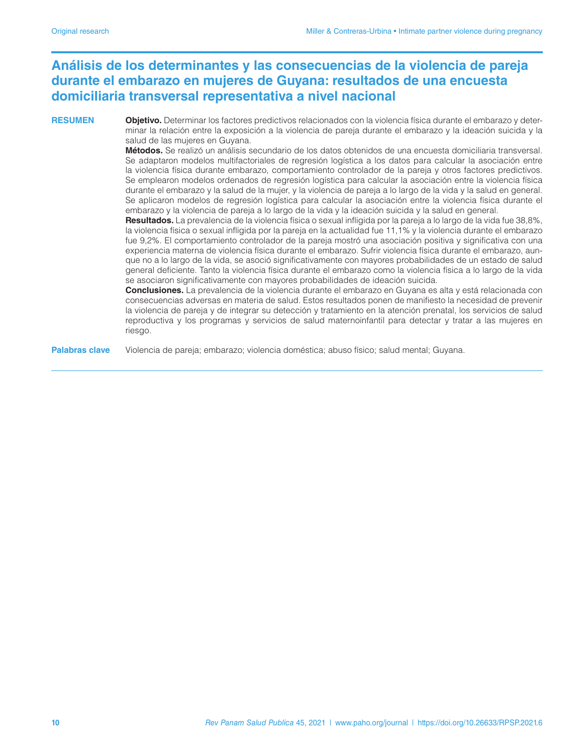# Análisis de los determinantes y las consecuencias de la violencia de pareja durante el embarazo en mujeres de Guyana: resultados de una encuesta domiciliaria transversal representativa a nivel nacional

**RESUMEN**

**Objetivo.** Determinar los factores predictivos relacionados con la violencia física durante el embarazo y determinar la relación entre la exposición a la violencia de pareja durante el embarazo y la ideación suicida y la salud de las mujeres en Guyana.

**Métodos.** Se realizó un análisis secundario de los datos obtenidos de una encuesta domiciliaria transversal. Se adaptaron modelos multifactoriales de regresión logística a los datos para calcular la asociación entre la violencia física durante embarazo, comportamiento controlador de la pareja y otros factores predictivos. Se emplearon modelos ordenados de regresión logística para calcular la asociación entre la violencia física durante el embarazo y la salud de la mujer, y la violencia de pareja a lo largo de la vida y la salud en general. Se aplicaron modelos de regresión logística para calcular la asociación entre la violencia física durante el embarazo y la violencia de pareja a lo largo de la vida y la ideación suicida y la salud en general.

**Resultados.** La prevalencia de la violencia física o sexual infligida por la pareja a lo largo de la vida fue 38,8%, la violencia física o sexual infligida por la pareja en la actualidad fue 11,1% y la violencia durante el embarazo fue 9,2%. El comportamiento controlador de la pareja mostró una asociación positiva y significativa con una experiencia materna de violencia física durante el embarazo. Sufrir violencia física durante el embarazo, aunque no a lo largo de la vida, se asoció significativamente con mayores probabilidades de un estado de salud general deficiente. Tanto la violencia física durante el embarazo como la violencia física a lo largo de la vida se asociaron significativamente con mayores probabilidades de ideación suicida.

**Conclusiones.** La prevalencia de la violencia durante el embarazo en Guyana es alta y está relacionada con consecuencias adversas en materia de salud. Estos resultados ponen de manifiesto la necesidad de prevenir la violencia de pareja y de integrar su detección y tratamiento en la atención prenatal, los servicios de salud reproductiva y los programas y servicios de salud maternoinfantil para detectar y tratar a las mujeres en riesgo.

**Palabras clave** Violencia de pareja; embarazo; violencia doméstica; abuso físico; salud mental; Guyana.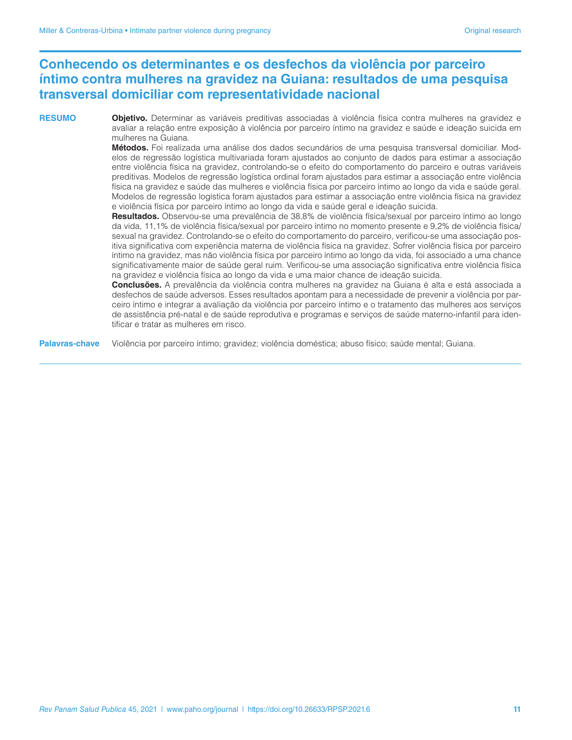# Conhecendo os determinantes e os desfechos da violência por parceiro íntimo contra mulheres na gravidez na Guiana: resultados de uma pesquisa transversal domiciliar com representatividade nacional

**RESUMO**

**Objetivo.** Determinar as variáveis preditivas associadas à violência física contra mulheres na gravidez e avaliar a relação entre exposição à violência por parceiro íntimo na gravidez e saúde e ideação suicida em mulheres na Guiana.

**Métodos.** Foi realizada uma análise dos dados secundários de uma pesquisa transversal domiciliar. Modelos de regressão logística multivariada foram ajustados ao conjunto de dados para estimar a associação entre violência física na gravidez, controlando-se o efeito do comportamento do parceiro e outras variáveis preditivas. Modelos de regressão logística ordinal foram ajustados para estimar a associação entre violência física na gravidez e saúde das mulheres e violência física por parceiro íntimo ao longo da vida e saúde geral. Modelos de regressão logística foram ajustados para estimar a associação entre violência física na gravidez e violência física por parceiro íntimo ao longo da vida e saúde geral e ideação suicida.

**Resultados.** Observou-se uma prevalência de 38,8% de violência física/sexual por parceiro íntimo ao longo da vida, 11,1% de violência física/sexual por parceiro íntimo no momento presente e 9,2% de violência física/sexual na gravidez. Controlando-se o efeito do comportamento do parceiro, verificou-se uma associação positiva significativa com experiência materna de violência física na gravidez. Sofrer violência física por parceiro íntimo na gravidez, mas não violência física por parceiro íntimo ao longo da vida, foi associado a uma chance significativamente maior de saúde geral ruim. Verificou-se uma associação significativa entre violência física na gravidez e violência física ao longo da vida e uma maior chance de ideação suicida.

**Conclusões.** A prevalência da violência contra mulheres na gravidez na Guiana é alta e está associada a desfechos de saúde adversos. Esses resultados apontam para a necessidade de prevenir a violência por parceiro íntimo e integrar a avaliação da violência por parceiro íntimo e o tratamento das mulheres aos serviços de assistência pré-natal e de saúde reprodutiva e programas e serviços de saúde materno-infantil para identificar e tratar as mulheres em risco.

**Palavras-chave** Violência por parceiro íntimo; gravidez; violência doméstica; abuso físico; saúde mental; Guiana.